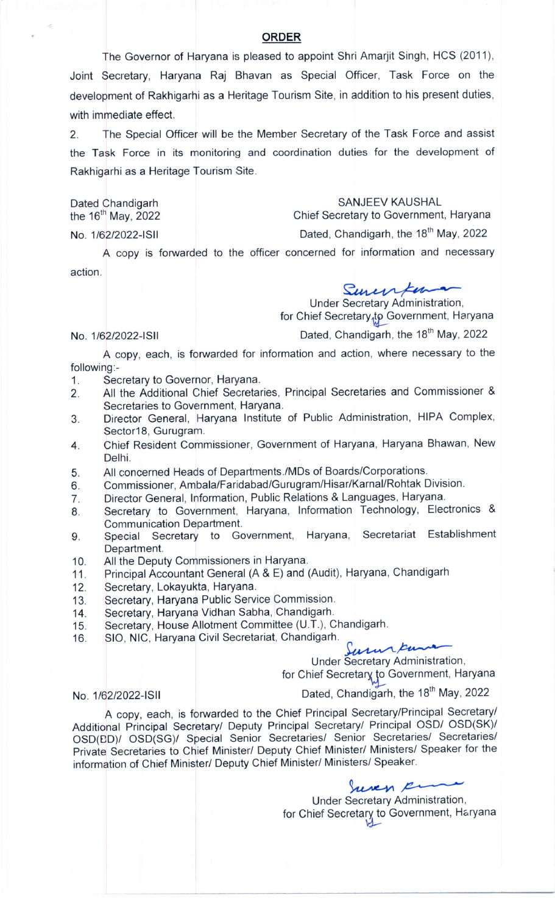# ORDER

The Governor of Haryana is pleased to appoint Shri Amarjit Singh, HCS (2011), Joint Secretary, Haryana Raj Bhavan as Special Officer, Task Force on the development of Rakhigarhi as a Heritage Tourism Site, in addition to his present duties, with immediate effect.

2. The Special Officer will be the Member Secretary of the Task Force and assist the Task Force in its monitoring and coordination duties for the development of Rakhigarhi as a Heritage Tourism Site.

Dated Chandigarh
the 16th May, 2022

SANJEEV KAUSHAL
Chief Secretary to Government, Haryana

No. 1/62/2022-ISII

Dated, Chandigarh, the 18th May, 2022

A copy is forwarded to the officer concerned for information and necessary action.

Under Secretary Administration,
for Chief Secretary to Government, Haryana

No. 1/62/2022-ISII

Dated, Chandigarh, the 18th May, 2022

A copy, each, is forwarded for information and action, where necessary to the following:-

1. Secretary to Governor, Haryana.
2. All the Additional Chief Secretaries, Principal Secretaries and Commissioner & Secretaries to Government, Haryana.
3. Director General, Haryana Institute of Public Administration, HIPA Complex, Sector18, Gurugram.
4. Chief Resident Commissioner, Government of Haryana, Haryana Bhawan, New Delhi.
5. All concerned Heads of Departments./MDs of Boards/Corporations.
6. Commissioner, Ambala/Faridabad/Gurugram/Hisar/Karnal/Rohtak Division.
7. Director General, Information, Public Relations & Languages, Haryana.
8. Secretary to Government, Haryana, Information Technology, Electronics & Communication Department.
9. Special Secretary to Government, Haryana, Secretariat Establishment Department.
10. All the Deputy Commissioners in Haryana.
11. Principal Accountant General (A & E) and (Audit), Haryana, Chandigarh
12. Secretary, Lokayukta, Haryana.
13. Secretary, Haryana Public Service Commission.
14. Secretary, Haryana Vidhan Sabha, Chandigarh.
15. Secretary, House Allotment Committee (U.T.), Chandigarh.
16. SIO, NIC, Haryana Civil Secretariat, Chandigarh.

Under Secretary Administration,
for Chief Secretary to Government, Haryana

No. 1/62/2022-ISII

Dated, Chandigarh, the 18th May, 2022

A copy, each, is forwarded to the Chief Principal Secretary/Principal Secretary/ Additional Principal Secretary/ Deputy Principal Secretary/ Principal OSD/ OSD(SK)/ OSD(BD)/ OSD(SG)/ Special Senior Secretaries/ Senior Secretaries/ Secretaries/ Private Secretaries to Chief Minister/ Deputy Chief Minister/ Ministers/ Speaker for the information of Chief Minister/ Deputy Chief Minister/ Ministers/ Speaker.

Under Secretary Administration,
for Chief Secretary to Government, Haryana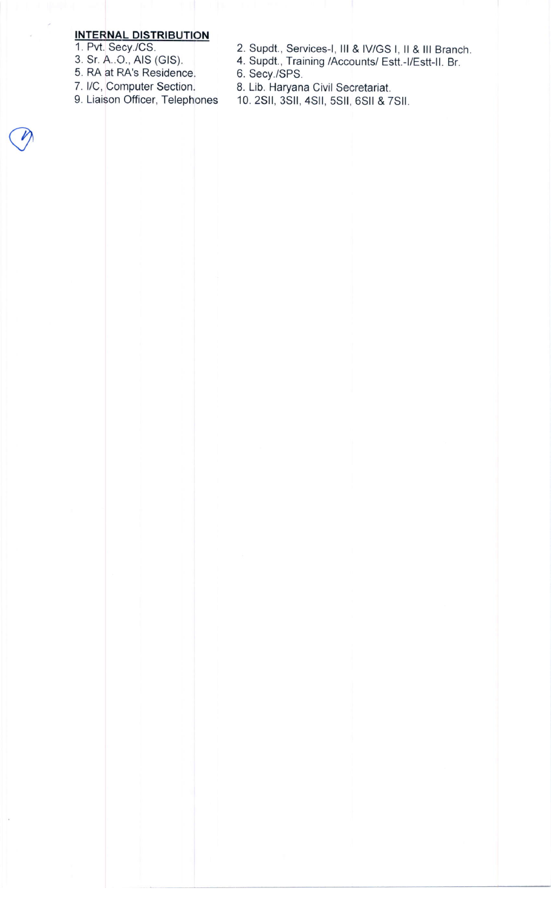**INTERNAL DISTRIBUTION**

1. Pvt. Secy./CS.
2. Supdt., Services-I, III & IV/GS I, II & III Branch.
3. Sr. A..O., AIS (GIS).
4. Supdt., Training /Accounts/ Estt.-I/Estt-II. Br.
5. RA at RA's Residence.
6. Secy./SPS.
7. I/C, Computer Section.
8. Lib. Haryana Civil Secretariat.
9. Liaison Officer, Telephones
10. 2SII, 3SII, 4SII, 5SII, 6SII & 7SII.